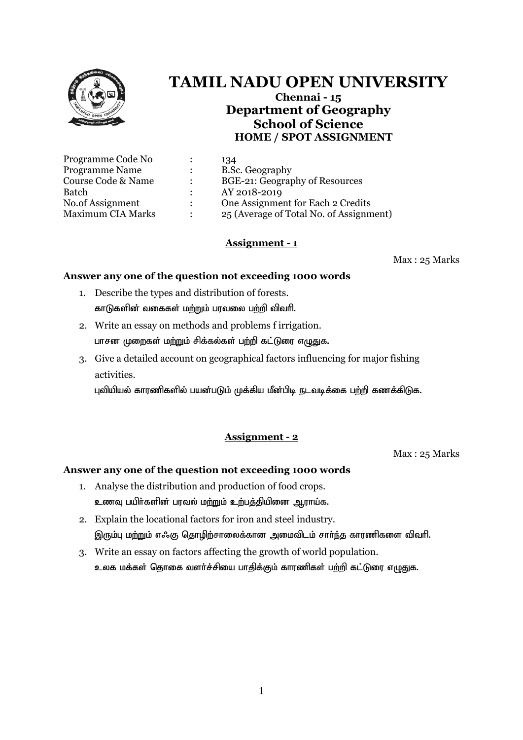# TAMIL NADU OPEN UNIVERSITY

**Chennai - 15**

## Department of Geography

## School of Science

### HOME / SPOT ASSIGNMENT

| | | |
|---|---|---|
| Programme Code No | : | 134 |
| Programme Name | : | B.Sc. Geography |
| Course Code & Name | : | BGE-21: Geography of Resources |
| Batch | : | AY 2018-2019 |
| No.of Assignment | : | One Assignment for Each 2 Credits |
| Maximum CIA Marks | : | 25 (Average of Total No. of Assignment) |

**Assignment - 1**

Max : 25 Marks

**Answer any one of the question not exceeding 1000 words**

1. Describe the types and distribution of forests.
   காடுகளின் வகைகள் மற்றும் பரவலை பற்றி விவரி.
2. Write an essay on methods and problems f irrigation.
   பாசன முறைகள் மற்றும் சிக்கல்கள் பற்றி கட்டுரை எழுதுக.
3. Give a detailed account on geographical factors influencing for major fishing activities.
   புவியியல் காரணிகளில் பயன்படும் முக்கிய மீன்பிடி நடவடிக்கை பற்றி கணக்கிடுக.

**Assignment - 2**

Max : 25 Marks

**Answer any one of the question not exceeding 1000 words**

1. Analyse the distribution and production of food crops.
   உணவு பயிர்களின் பரவல் மற்றும் உற்பத்தியினை ஆராய்க.
2. Explain the locational factors for iron and steel industry.
   இரும்பு மற்றும் எஃகு தொழிற்சாலைக்கான அமைவிடம் சார்ந்த காரணிகளை விவரி.
3. Write an essay on factors affecting the growth of world population.
   உலக மக்கள் தொகை வளர்ச்சியை பாதிக்கும் காரணிகள் பற்றி கட்டுரை எழுதுக.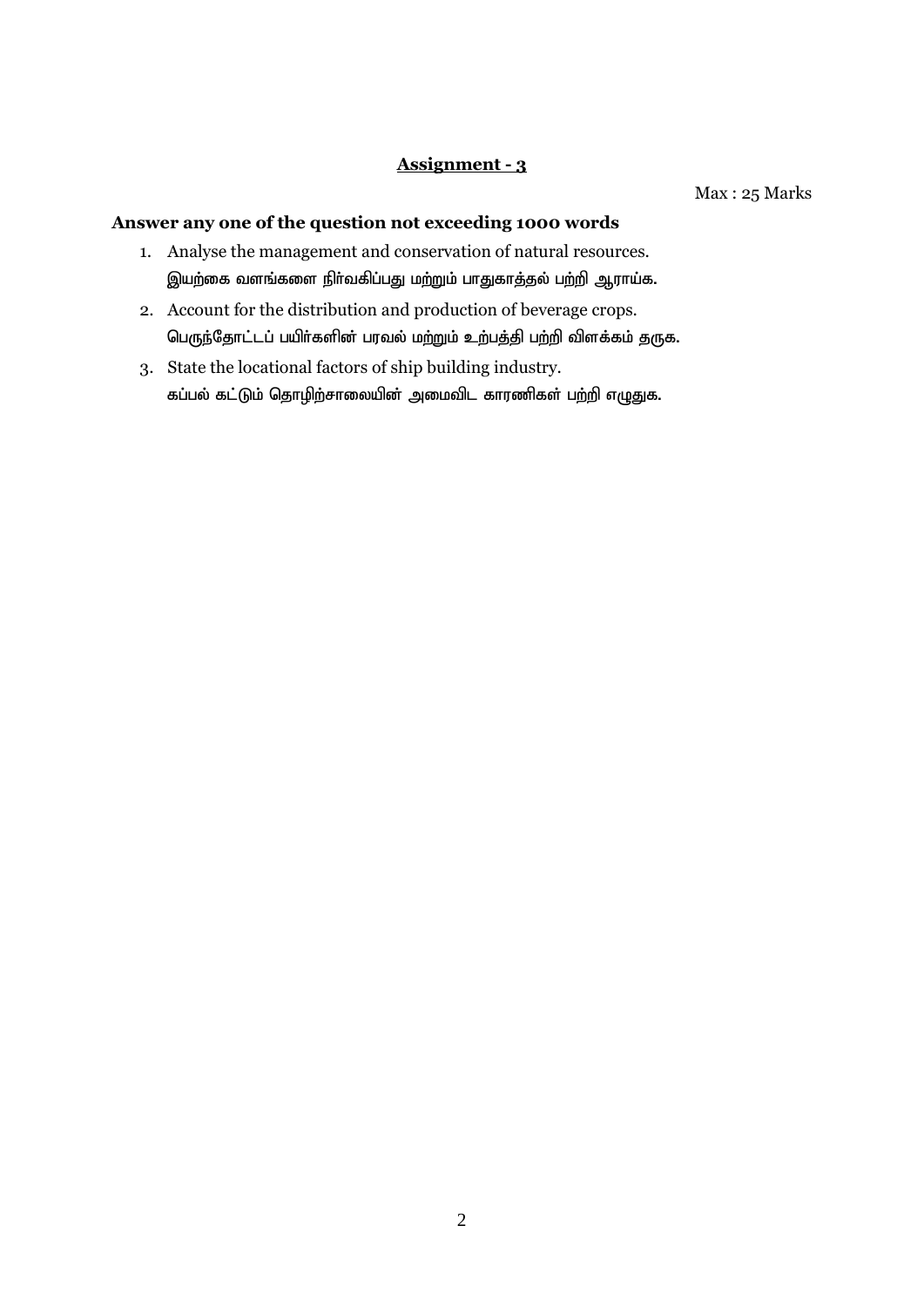## Assignment - 3

Max : 25 Marks

**Answer any one of the question not exceeding 1000 words**

1. Analyse the management and conservation of natural resources.
   இயற்கை வளங்களை நிர்வகிப்பது மற்றும் பாதுகாத்தல் பற்றி ஆராய்க.
2. Account for the distribution and production of beverage crops.
   பெருந்தோட்டப் பயிர்களின் பரவல் மற்றும் உற்பத்தி பற்றி விளக்கம் தருக.
3. State the locational factors of ship building industry.
   கப்பல் கட்டும் தொழிற்சாலையின் அமைவிட காரணிகள் பற்றி எழுதுக.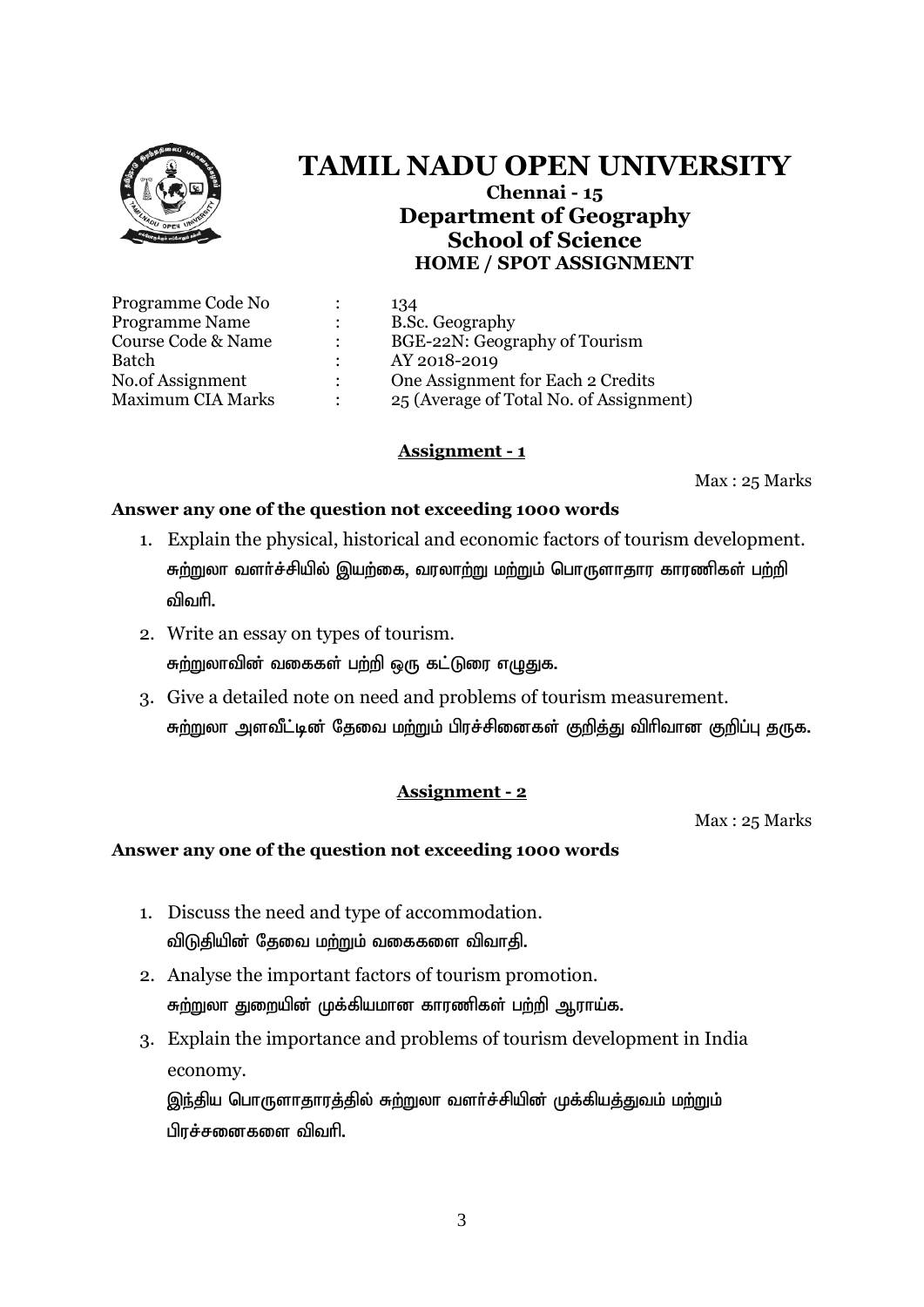# TAMIL NADU OPEN UNIVERSITY

**Chennai - 15**

## Department of Geography

## School of Science

### HOME / SPOT ASSIGNMENT

| | | |
|---|---|---|
| Programme Code No | : | 134 |
| Programme Name | : | B.Sc. Geography |
| Course Code & Name | : | BGE-22N: Geography of Tourism |
| Batch | : | AY 2018-2019 |
| No.of Assignment | : | One Assignment for Each 2 Credits |
| Maximum CIA Marks | : | 25 (Average of Total No. of Assignment) |

**Assignment - 1**

Max : 25 Marks

**Answer any one of the question not exceeding 1000 words**

1. Explain the physical, historical and economic factors of tourism development.
   சுற்றுலா வளர்ச்சியில் இயற்கை, வரலாற்று மற்றும் பொருளாதார காரணிகள் பற்றி விவரி.
2. Write an essay on types of tourism.
   சுற்றுலாவின் வகைகள் பற்றி ஒரு கட்டுரை எழுதுக.
3. Give a detailed note on need and problems of tourism measurement.
   சுற்றுலா அளவீட்டின் தேவை மற்றும் பிரச்சினைகள் குறித்து விரிவான குறிப்பு தருக.

**Assignment - 2**

Max : 25 Marks

**Answer any one of the question not exceeding 1000 words**

1. Discuss the need and type of accommodation.
   விடுதியின் தேவை மற்றும் வகைகளை விவாதி.
2. Analyse the important factors of tourism promotion.
   சுற்றுலா துறையின் முக்கியமான காரணிகள் பற்றி ஆராய்க.
3. Explain the importance and problems of tourism development in India economy.
   இந்திய பொருளாதாரத்தில் சுற்றுலா வளர்ச்சியின் முக்கியத்துவம் மற்றும் பிரச்சனைகளை விவரி.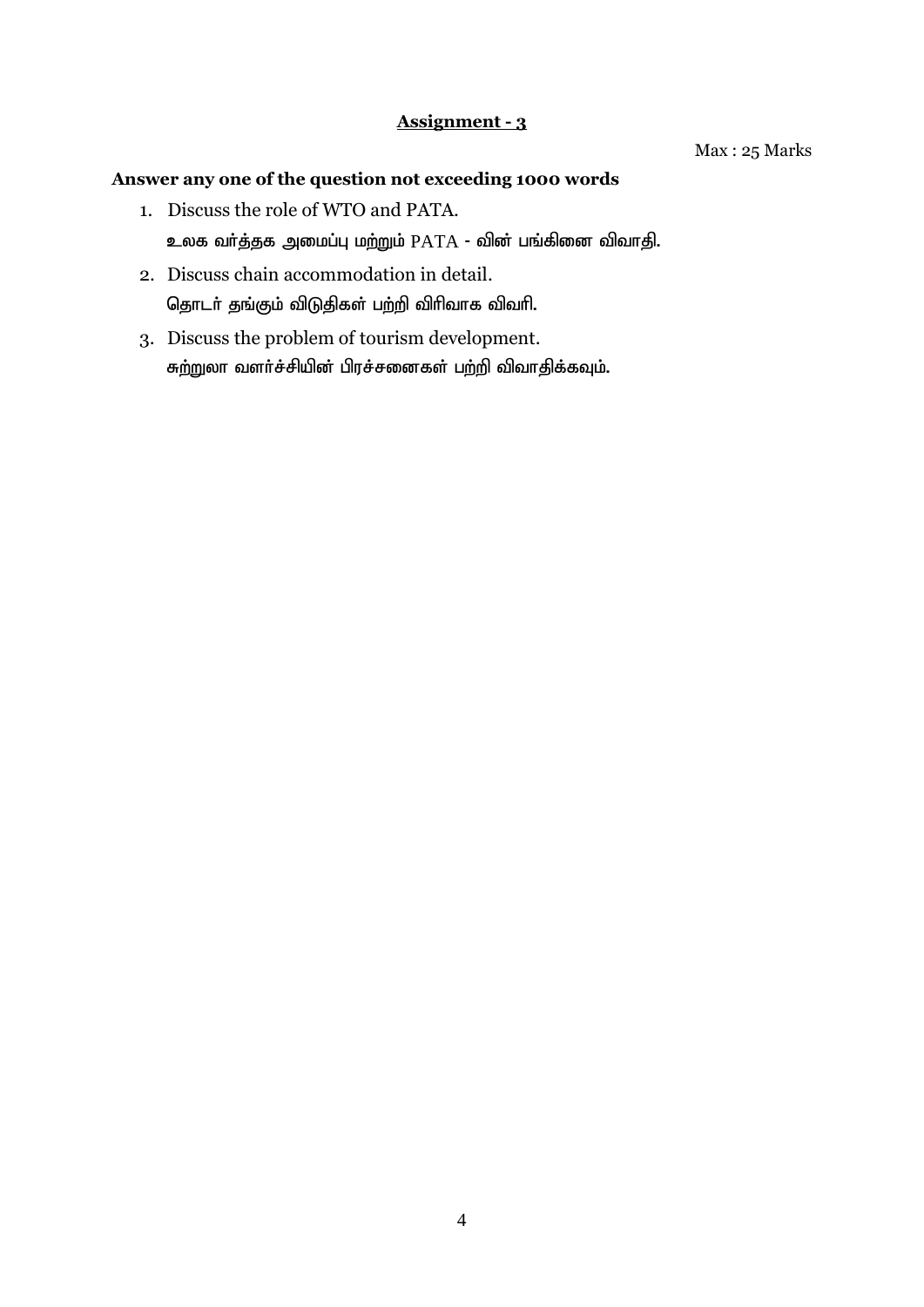## Assignment - 3

Max : 25 Marks

**Answer any one of the question not exceeding 1000 words**

1. Discuss the role of WTO and PATA.
   உலக வர்த்தக அமைப்பு மற்றும் PATA - வின் பங்கினை விவாதி.
2. Discuss chain accommodation in detail.
   தொடர் தங்கும் விடுதிகள் பற்றி விரிவாக விவரி.
3. Discuss the problem of tourism development.
   சுற்றுலா வளர்ச்சியின் பிரச்சனைகள் பற்றி விவாதிக்கவும்.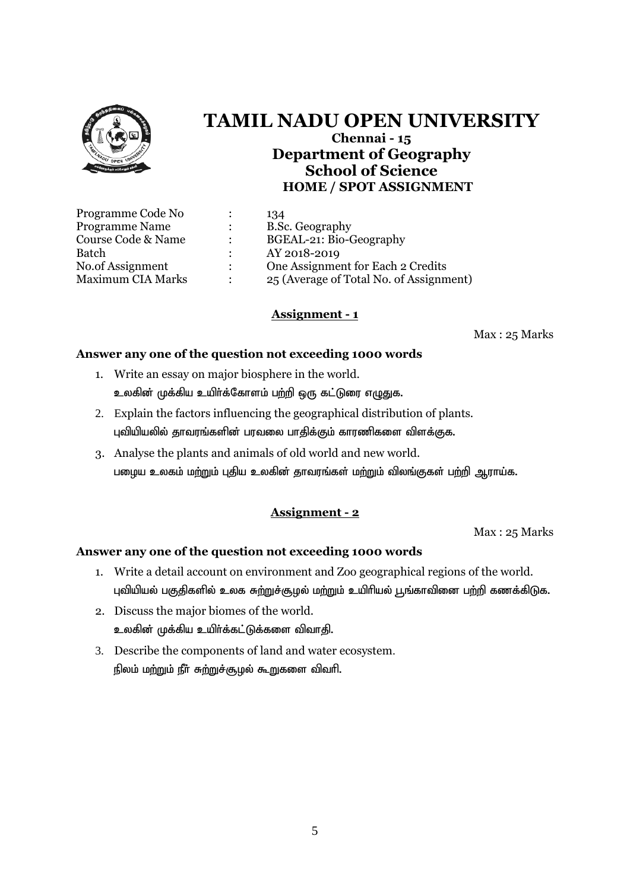# TAMIL NADU OPEN UNIVERSITY

**Chennai - 15**

## Department of Geography

## School of Science

### HOME / SPOT ASSIGNMENT

| | | |
|---|---|---|
| Programme Code No | : | 134 |
| Programme Name | : | B.Sc. Geography |
| Course Code & Name | : | BGEAL-21: Bio-Geography |
| Batch | : | AY 2018-2019 |
| No.of Assignment | : | One Assignment for Each 2 Credits |
| Maximum CIA Marks | : | 25 (Average of Total No. of Assignment) |

### Assignment - 1

Max : 25 Marks

**Answer any one of the question not exceeding 1000 words**

1. Write an essay on major biosphere in the world.
   உலகின் முக்கிய உயிர்க்கோளம் பற்றி ஒரு கட்டுரை எழுதுக.
2. Explain the factors influencing the geographical distribution of plants.
   புவியியலில் தாவரங்களின் பரவலை பாதிக்கும் காரணிகளை விளக்குக.
3. Analyse the plants and animals of old world and new world.
   பழைய உலகம் மற்றும் புதிய உலகின் தாவரங்கள் மற்றும் விலங்குகள் பற்றி ஆராய்க.

### Assignment - 2

Max : 25 Marks

**Answer any one of the question not exceeding 1000 words**

1. Write a detail account on environment and Zoo geographical regions of the world.
   புவியியல் பகுதிகளில் உலக சுற்றுச்சூழல் மற்றும் உயிரியல் பூங்காவினை பற்றி கணக்கிடுக.
2. Discuss the major biomes of the world.
   உலகின் முக்கிய உயிர்க்கட்டுக்களை விவாதி.
3. Describe the components of land and water ecosystem.
   நிலம் மற்றும் நீர் சுற்றுச்சூழல் கூறுகளை விவரி.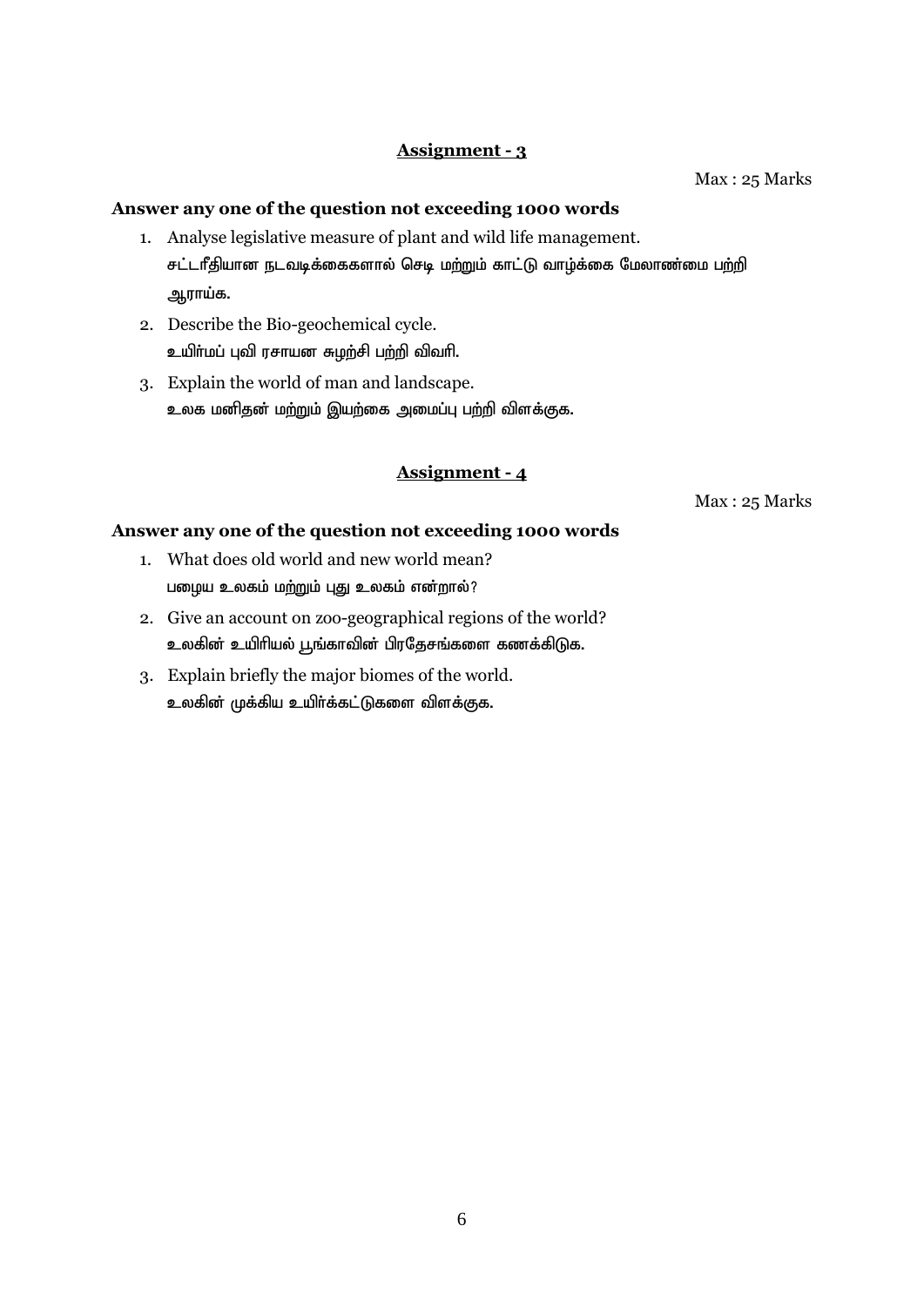## Assignment - 3

Max : 25 Marks

**Answer any one of the question not exceeding 1000 words**

1. Analyse legislative measure of plant and wild life management.
   சட்டரீதியான நடவடிக்கைகளால் செடி மற்றும் காட்டு வாழ்க்கை மேலாண்மை பற்றி ஆராய்க.
2. Describe the Bio-geochemical cycle.
   உயிர்மப் புவி ரசாயன சுழற்சி பற்றி விவரி.
3. Explain the world of man and landscape.
   உலக மனிதன் மற்றும் இயற்கை அமைப்பு பற்றி விளக்குக.

## Assignment - 4

Max : 25 Marks

**Answer any one of the question not exceeding 1000 words**

1. What does old world and new world mean?
   பழைய உலகம் மற்றும் புது உலகம் என்றால்?
2. Give an account on zoo-geographical regions of the world?
   உலகின் உயிரியல் பூங்காவின் பிரதேசங்களை கணக்கிடுக.
3. Explain briefly the major biomes of the world.
   உலகின் முக்கிய உயிர்க்கட்டுகளை விளக்குக.